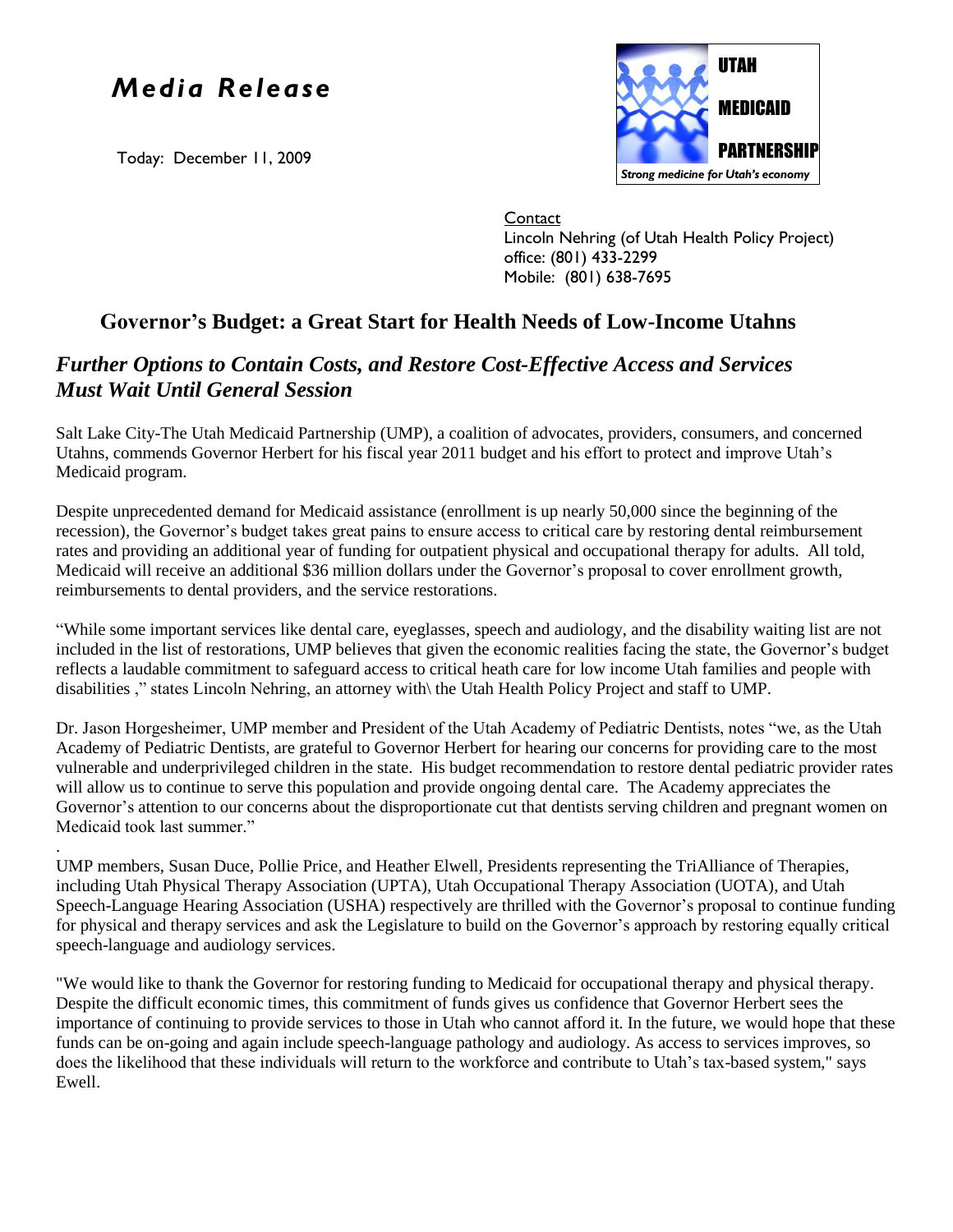# *Media Release*

Today: December 11, 2009

UTAH MEDICAID PARTNERSHIP

*Strong medicine for Utah's economy*

Contact
Lincoln Nehring (of Utah Health Policy Project)
office: (801) 433-2299
Mobile: (801) 638-7695

## Governor's Budget: a Great Start for Health Needs of Low-Income Utahns

### *Further Options to Contain Costs, and Restore Cost-Effective Access and Services Must Wait Until General Session*

Salt Lake City-The Utah Medicaid Partnership (UMP), a coalition of advocates, providers, consumers, and concerned Utahns, commends Governor Herbert for his fiscal year 2011 budget and his effort to protect and improve Utah's Medicaid program.

Despite unprecedented demand for Medicaid assistance (enrollment is up nearly 50,000 since the beginning of the recession), the Governor's budget takes great pains to ensure access to critical care by restoring dental reimbursement rates and providing an additional year of funding for outpatient physical and occupational therapy for adults. All told, Medicaid will receive an additional $36 million dollars under the Governor's proposal to cover enrollment growth, reimbursements to dental providers, and the service restorations.

"While some important services like dental care, eyeglasses, speech and audiology, and the disability waiting list are not included in the list of restorations, UMP believes that given the economic realities facing the state, the Governor's budget reflects a laudable commitment to safeguard access to critical heath care for low income Utah families and people with disabilities ," states Lincoln Nehring, an attorney with\ the Utah Health Policy Project and staff to UMP.

Dr. Jason Horgesheimer, UMP member and President of the Utah Academy of Pediatric Dentists, notes "we, as the Utah Academy of Pediatric Dentists, are grateful to Governor Herbert for hearing our concerns for providing care to the most vulnerable and underprivileged children in the state. His budget recommendation to restore dental pediatric provider rates will allow us to continue to serve this population and provide ongoing dental care. The Academy appreciates the Governor's attention to our concerns about the disproportionate cut that dentists serving children and pregnant women on Medicaid took last summer."

UMP members, Susan Duce, Pollie Price, and Heather Elwell, Presidents representing the TriAlliance of Therapies, including Utah Physical Therapy Association (UPTA), Utah Occupational Therapy Association (UOTA), and Utah Speech-Language Hearing Association (USHA) respectively are thrilled with the Governor's proposal to continue funding for physical and therapy services and ask the Legislature to build on the Governor's approach by restoring equally critical speech-language and audiology services.

"We would like to thank the Governor for restoring funding to Medicaid for occupational therapy and physical therapy. Despite the difficult economic times, this commitment of funds gives us confidence that Governor Herbert sees the importance of continuing to provide services to those in Utah who cannot afford it. In the future, we would hope that these funds can be on-going and again include speech-language pathology and audiology. As access to services improves, so does the likelihood that these individuals will return to the workforce and contribute to Utah's tax-based system," says Ewell.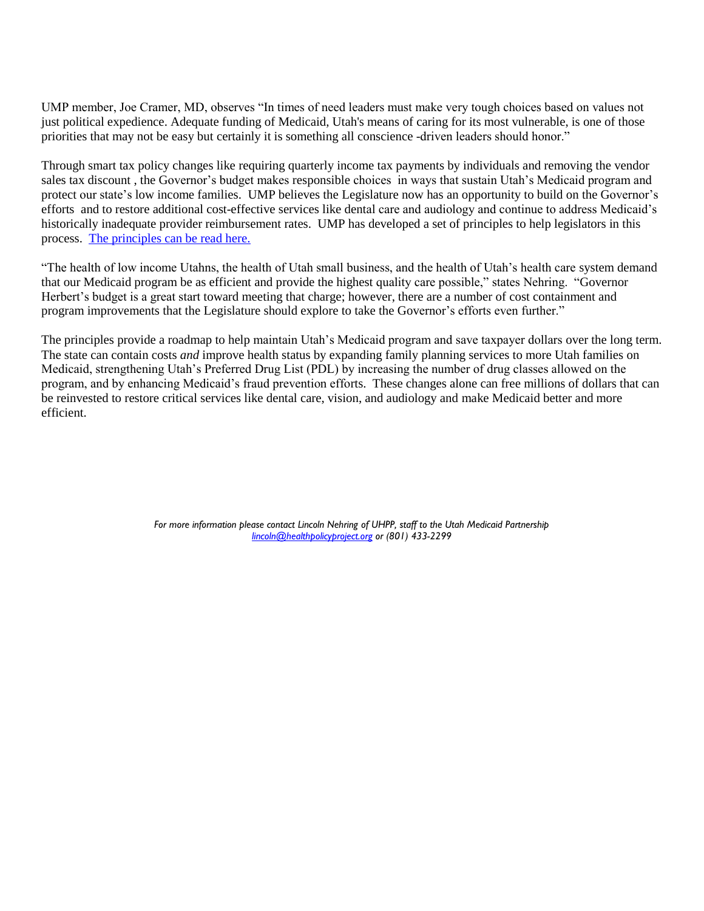UMP member, Joe Cramer, MD, observes "In times of need leaders must make very tough choices based on values not just political expedience. Adequate funding of Medicaid, Utah's means of caring for its most vulnerable, is one of those priorities that may not be easy but certainly it is something all conscience -driven leaders should honor."

Through smart tax policy changes like requiring quarterly income tax payments by individuals and removing the vendor sales tax discount , the Governor's budget makes responsible choices in ways that sustain Utah's Medicaid program and protect our state's low income families. UMP believes the Legislature now has an opportunity to build on the Governor's efforts and to restore additional cost-effective services like dental care and audiology and continue to address Medicaid's historically inadequate provider reimbursement rates. UMP has developed a set of principles to help legislators in this process. [The principles can be read here.]

"The health of low income Utahns, the health of Utah small business, and the health of Utah's health care system demand that our Medicaid program be as efficient and provide the highest quality care possible," states Nehring. "Governor Herbert's budget is a great start toward meeting that charge; however, there are a number of cost containment and program improvements that the Legislature should explore to take the Governor's efforts even further."

The principles provide a roadmap to help maintain Utah's Medicaid program and save taxpayer dollars over the long term. The state can contain costs *and* improve health status by expanding family planning services to more Utah families on Medicaid, strengthening Utah's Preferred Drug List (PDL) by increasing the number of drug classes allowed on the program, and by enhancing Medicaid's fraud prevention efforts. These changes alone can free millions of dollars that can be reinvested to restore critical services like dental care, vision, and audiology and make Medicaid better and more efficient.

*For more information please contact Lincoln Nehring of UHPP, staff to the Utah Medicaid Partnership*
*lincoln@healthpolicyproject.org or (801) 433-2299*